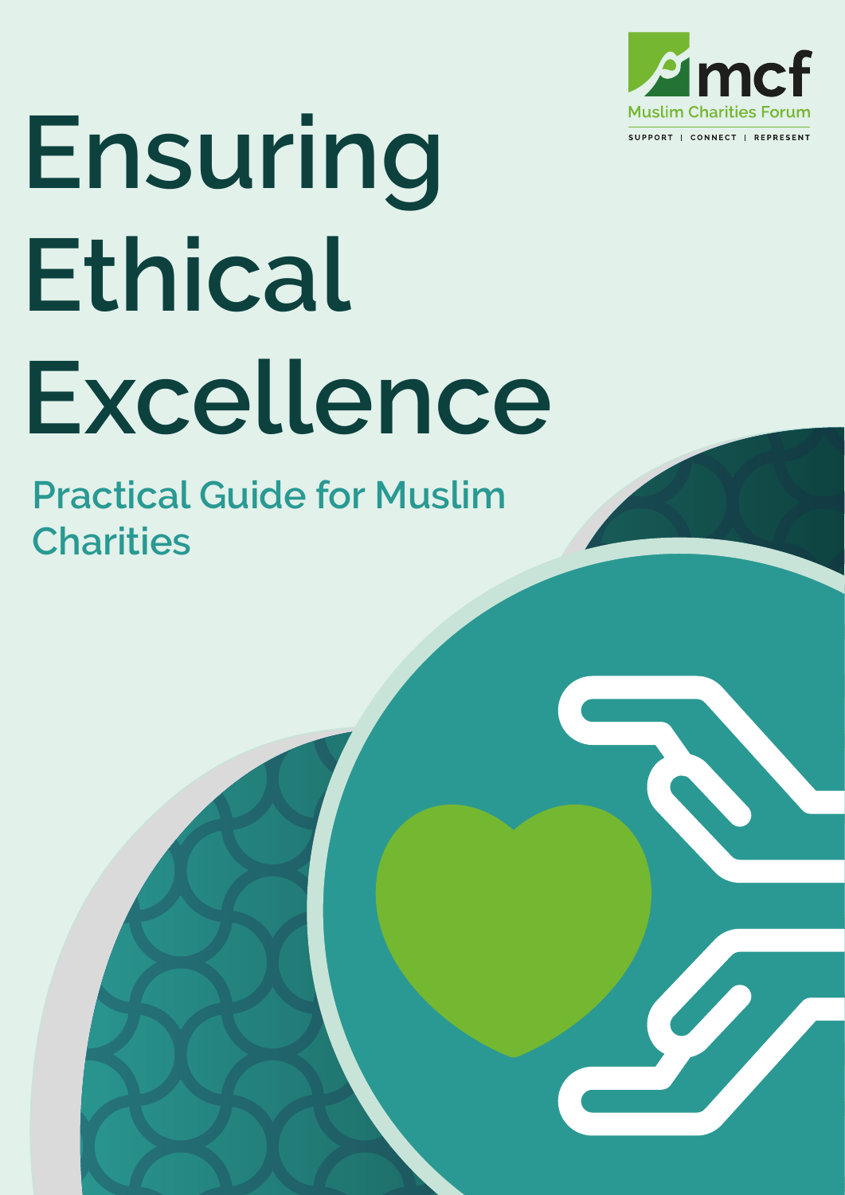mcf
Muslim Charities Forum
SUPPORT | CONNECT | REPRESENT

# Ensuring Ethical Excellence

## Practical Guide for Muslim Charities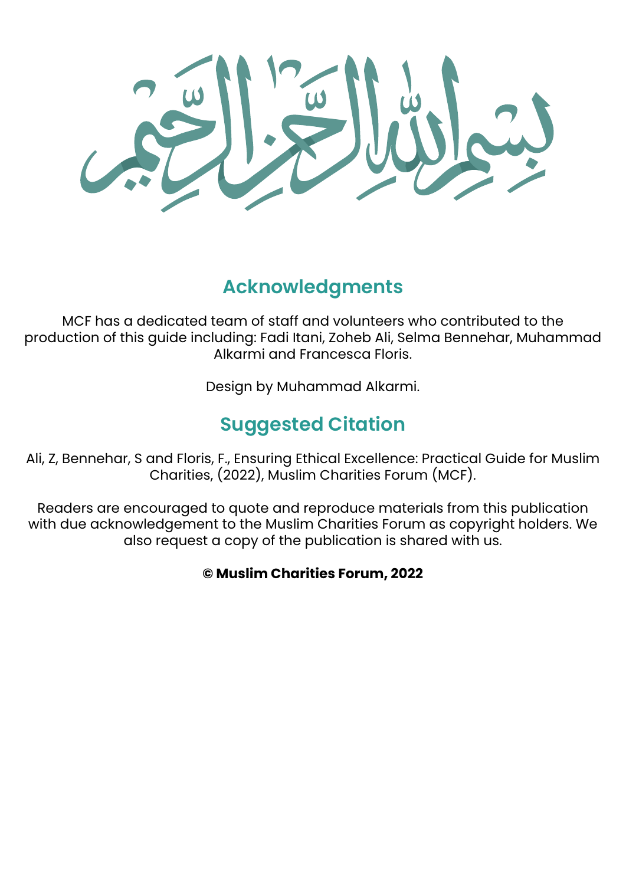بسم الله الرحمن الرحيم

## Acknowledgments

MCF has a dedicated team of staff and volunteers who contributed to the production of this guide including: Fadi Itani, Zoheb Ali, Selma Bennehar, Muhammad Alkarmi and Francesca Floris.

Design by Muhammad Alkarmi.

## Suggested Citation

Ali, Z, Bennehar, S and Floris, F., Ensuring Ethical Excellence: Practical Guide for Muslim Charities, (2022), Muslim Charities Forum (MCF).

Readers are encouraged to quote and reproduce materials from this publication with due acknowledgement to the Muslim Charities Forum as copyright holders. We also request a copy of the publication is shared with us.

**© Muslim Charities Forum, 2022**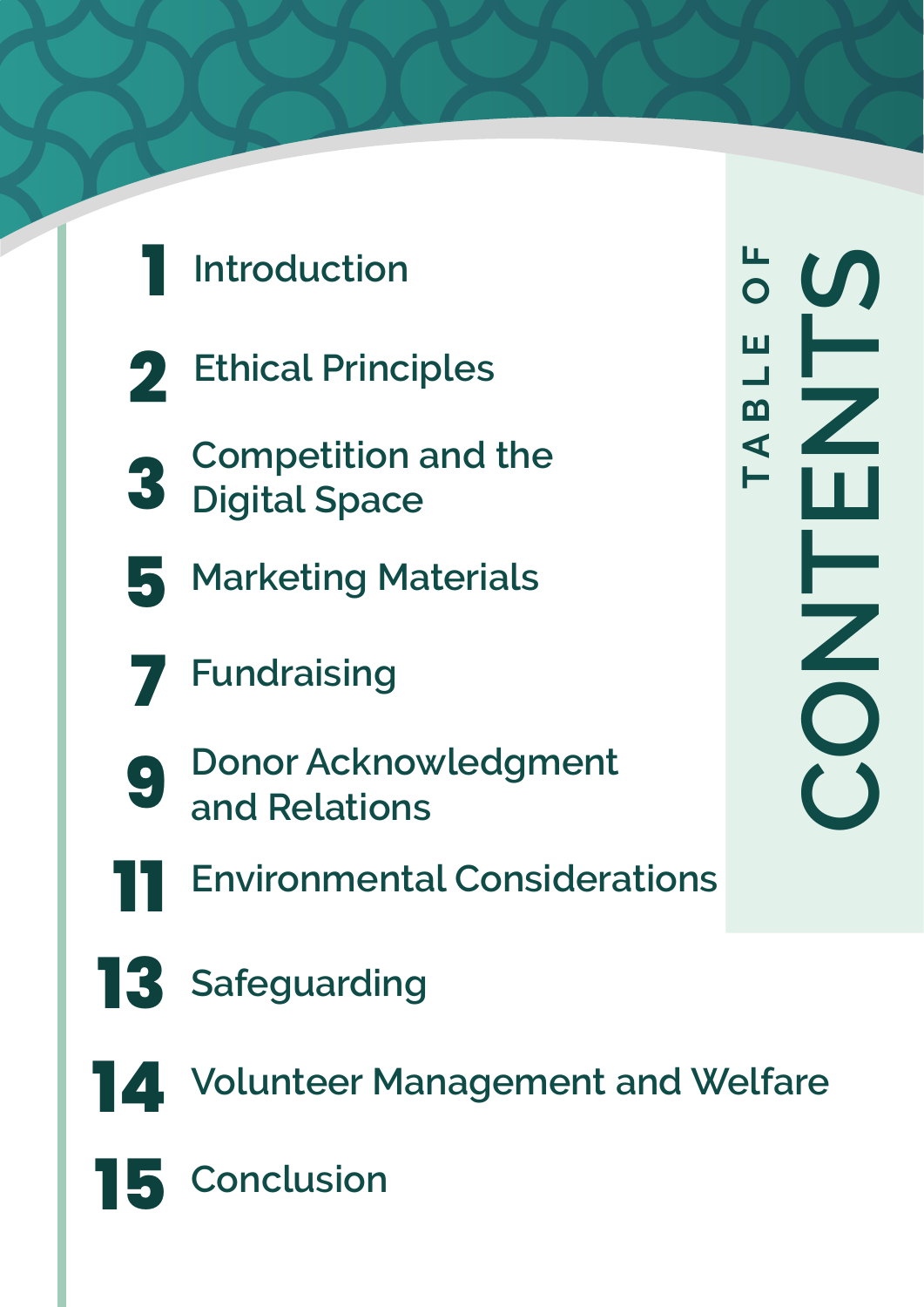# TABLE OF CONTENTS

| Page | Section |
| --- | --- |
| 1 | Introduction |
| 2 | Ethical Principles |
| 3 | Competition and the Digital Space |
| 5 | Marketing Materials |
| 7 | Fundraising |
| 9 | Donor Acknowledgment and Relations |
| 11 | Environmental Considerations |
| 13 | Safeguarding |
| 14 | Volunteer Management and Welfare |
| 15 | Conclusion |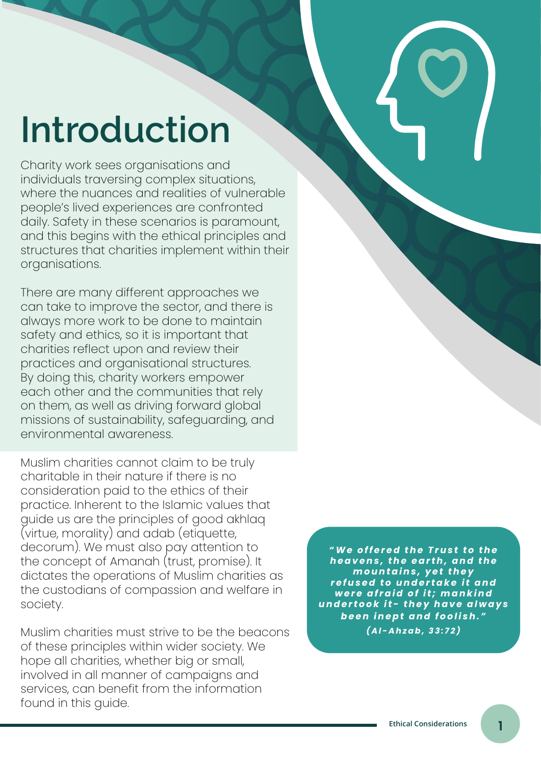# Introduction

Charity work sees organisations and individuals traversing complex situations, where the nuances and realities of vulnerable people's lived experiences are confronted daily. Safety in these scenarios is paramount, and this begins with the ethical principles and structures that charities implement within their organisations.

There are many different approaches we can take to improve the sector, and there is always more work to be done to maintain safety and ethics, so it is important that charities reflect upon and review their practices and organisational structures. By doing this, charity workers empower each other and the communities that rely on them, as well as driving forward global missions of sustainability, safeguarding, and environmental awareness.

Muslim charities cannot claim to be truly charitable in their nature if there is no consideration paid to the ethics of their practice. Inherent to the Islamic values that guide us are the principles of good akhlaq (virtue, morality) and adab (etiquette, decorum). We must also pay attention to the concept of Amanah (trust, promise). It dictates the operations of Muslim charities as the custodians of compassion and welfare in society.

Muslim charities must strive to be the beacons of these principles within wider society. We hope all charities, whether big or small, involved in all manner of campaigns and services, can benefit from the information found in this guide.

> ***"We offered the Trust to the heavens, the earth, and the mountains, yet they refused to undertake it and were afraid of it; mankind undertook it- they have always been inept and foolish."***
> ***(Al-Ahzab, 33:72)***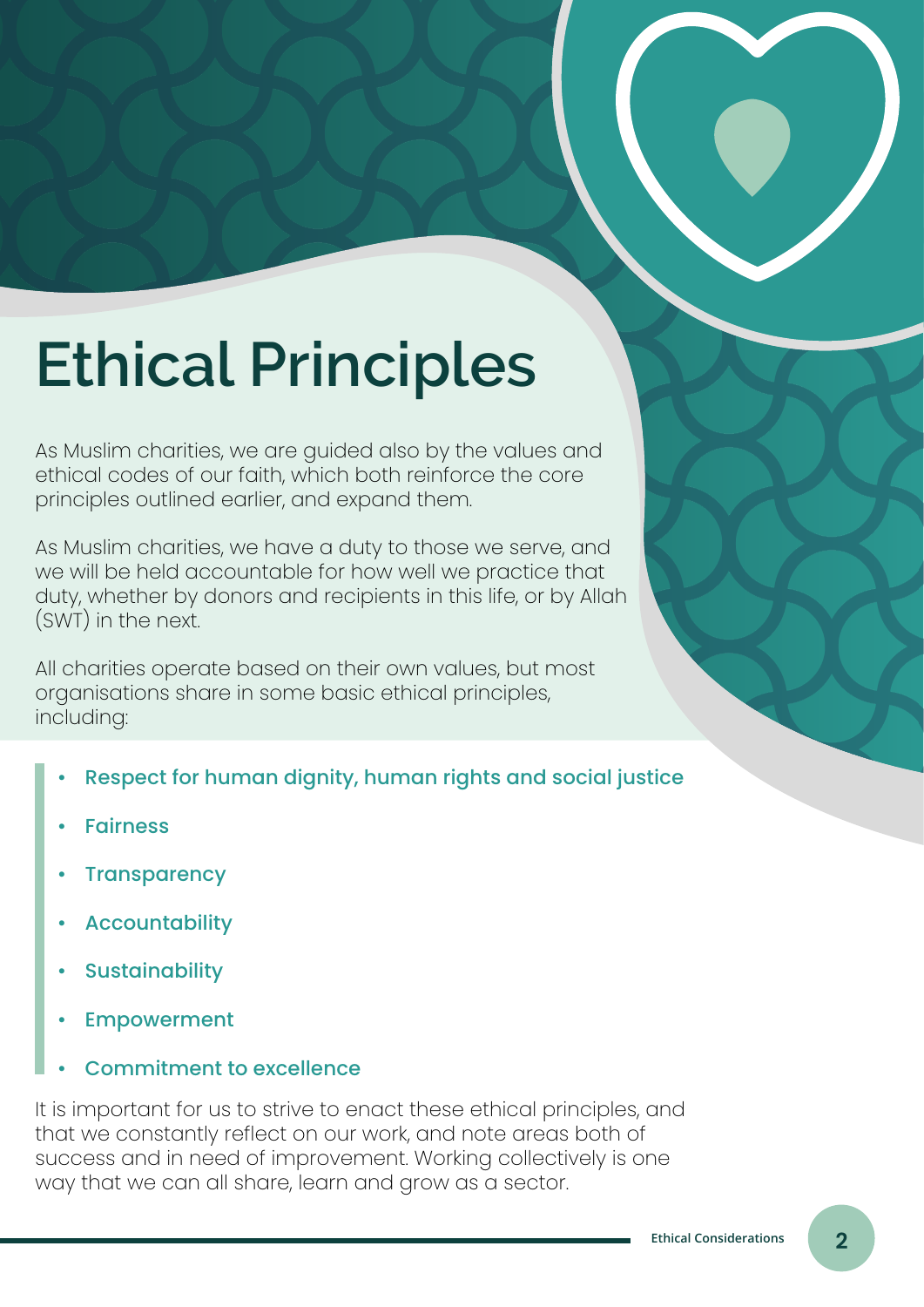# Ethical Principles

As Muslim charities, we are guided also by the values and ethical codes of our faith, which both reinforce the core principles outlined earlier, and expand them.

As Muslim charities, we have a duty to those we serve, and we will be held accountable for how well we practice that duty, whether by donors and recipients in this life, or by Allah (SWT) in the next.

All charities operate based on their own values, but most organisations share in some basic ethical principles, including:

- Respect for human dignity, human rights and social justice
- Fairness
- Transparency
- Accountability
- Sustainability
- Empowerment
- Commitment to excellence

It is important for us to strive to enact these ethical principles, and that we constantly reflect on our work, and note areas both of success and in need of improvement. Working collectively is one way that we can all share, learn and grow as a sector.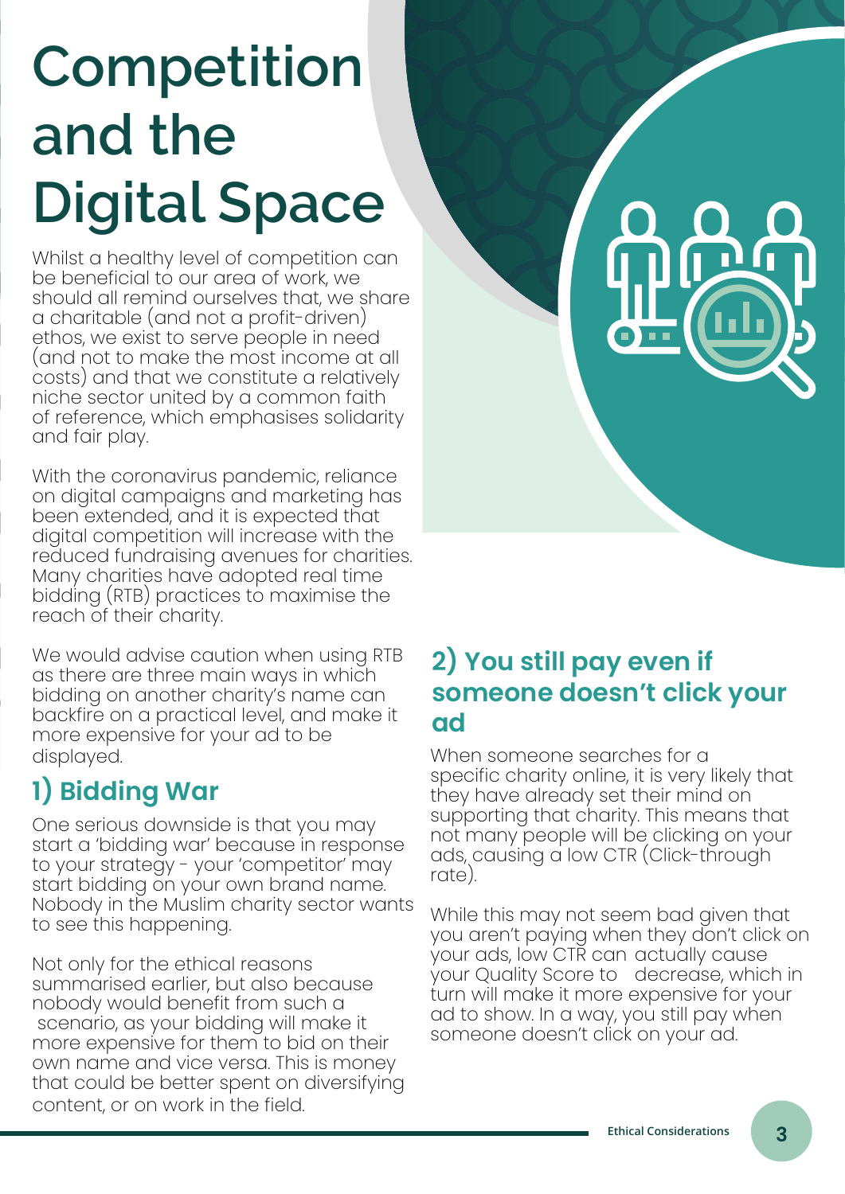# Competition and the Digital Space

Whilst a healthy level of competition can be beneficial to our area of work, we should all remind ourselves that, we share a charitable (and not a profit-driven) ethos, we exist to serve people in need (and not to make the most income at all costs) and that we constitute a relatively niche sector united by a common faith of reference, which emphasises solidarity and fair play.

With the coronavirus pandemic, reliance on digital campaigns and marketing has been extended, and it is expected that digital competition will increase with the reduced fundraising avenues for charities. Many charities have adopted real time bidding (RTB) practices to maximise the reach of their charity.

We would advise caution when using RTB as there are three main ways in which bidding on another charity's name can backfire on a practical level, and make it more expensive for your ad to be displayed.

## 1) Bidding War

One serious downside is that you may start a 'bidding war' because in response to your strategy - your 'competitor' may start bidding on your own brand name. Nobody in the Muslim charity sector wants to see this happening.

Not only for the ethical reasons summarised earlier, but also because nobody would benefit from such a scenario, as your bidding will make it more expensive for them to bid on their own name and vice versa. This is money that could be better spent on diversifying content, or on work in the field.

## 2) You still pay even if someone doesn't click your ad

When someone searches for a specific charity online, it is very likely that they have already set their mind on supporting that charity. This means that not many people will be clicking on your ads, causing a low CTR (Click-through rate).

While this may not seem bad given that you aren't paying when they don't click on your ads, low CTR can actually cause your Quality Score to decrease, which in turn will make it more expensive for your ad to show. In a way, you still pay when someone doesn't click on your ad.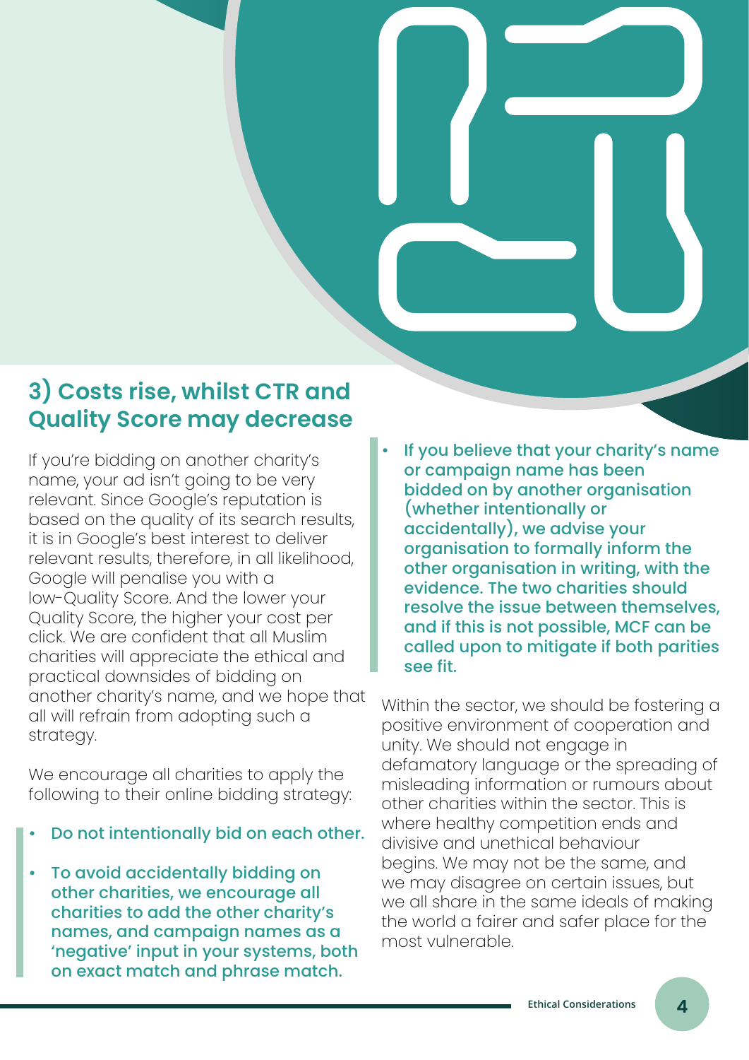## 3) Costs rise, whilst CTR and Quality Score may decrease

If you're bidding on another charity's name, your ad isn't going to be very relevant. Since Google's reputation is based on the quality of its search results, it is in Google's best interest to deliver relevant results, therefore, in all likelihood, Google will penalise you with a low-Quality Score. And the lower your Quality Score, the higher your cost per click. We are confident that all Muslim charities will appreciate the ethical and practical downsides of bidding on another charity's name, and we hope that all will refrain from adopting such a strategy.

We encourage all charities to apply the following to their online bidding strategy:

- **Do not intentionally bid on each other.**
- **To avoid accidentally bidding on other charities, we encourage all charities to add the other charity's names, and campaign names as a 'negative' input in your systems, both on exact match and phrase match.**
- **If you believe that your charity's name or campaign name has been bidded on by another organisation (whether intentionally or accidentally), we advise your organisation to formally inform the other organisation in writing, with the evidence. The two charities should resolve the issue between themselves, and if this is not possible, MCF can be called upon to mitigate if both parities see fit.**

Within the sector, we should be fostering a positive environment of cooperation and unity. We should not engage in defamatory language or the spreading of misleading information or rumours about other charities within the sector. This is where healthy competition ends and divisive and unethical behaviour begins. We may not be the same, and we may disagree on certain issues, but we all share in the same ideals of making the world a fairer and safer place for the most vulnerable.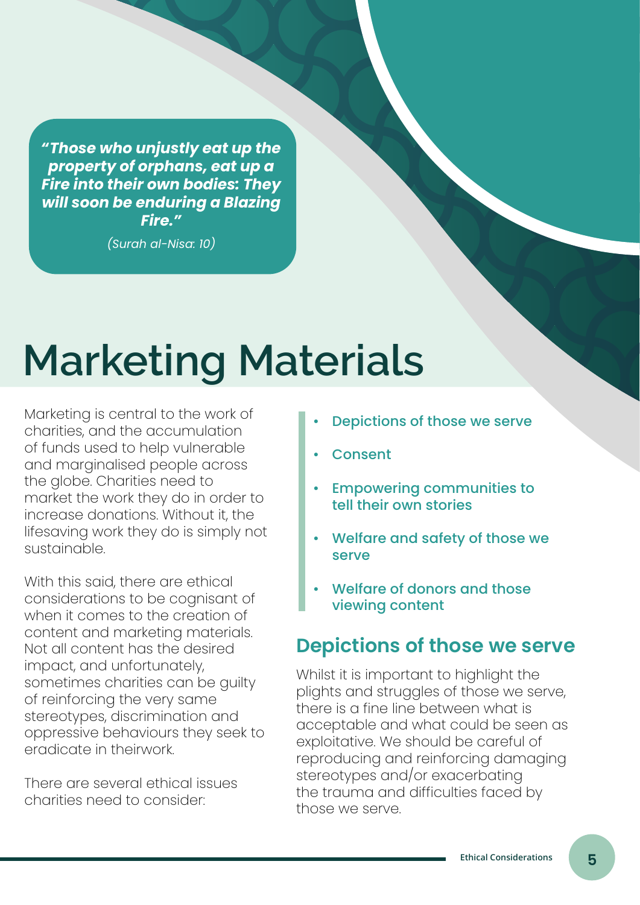> ***"Those who unjustly eat up the property of orphans, eat up a Fire into their own bodies: They will soon be enduring a Blazing Fire."***
>
> *(Surah al-Nisa: 10)*

# Marketing Materials

Marketing is central to the work of charities, and the accumulation of funds used to help vulnerable and marginalised people across the globe. Charities need to market the work they do in order to increase donations. Without it, the lifesaving work they do is simply not sustainable.

With this said, there are ethical considerations to be cognisant of when it comes to the creation of content and marketing materials. Not all content has the desired impact, and unfortunately, sometimes charities can be guilty of reinforcing the very same stereotypes, discrimination and oppressive behaviours they seek to eradicate in theirwork.

There are several ethical issues charities need to consider:

- **Depictions of those we serve**
- **Consent**
- **Empowering communities to tell their own stories**
- **Welfare and safety of those we serve**
- **Welfare of donors and those viewing content**

## Depictions of those we serve

Whilst it is important to highlight the plights and struggles of those we serve, there is a fine line between what is acceptable and what could be seen as exploitative. We should be careful of reproducing and reinforcing damaging stereotypes and/or exacerbating the trauma and difficulties faced by those we serve.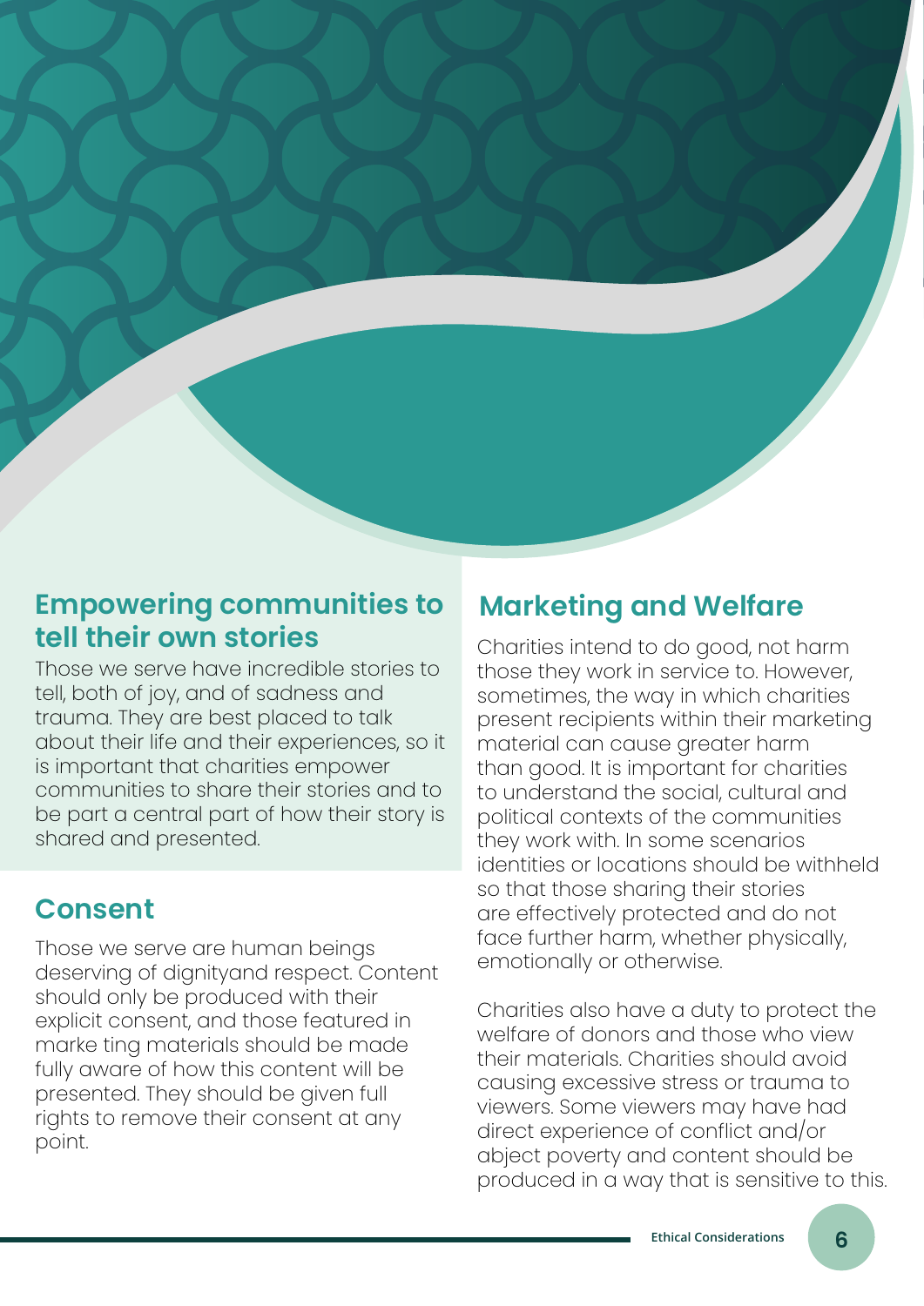## Empowering communities to tell their own stories

Those we serve have incredible stories to tell, both of joy, and of sadness and trauma. They are best placed to talk about their life and their experiences, so it is important that charities empower communities to share their stories and to be part a central part of how their story is shared and presented.

## Consent

Those we serve are human beings deserving of dignityand respect. Content should only be produced with their explicit consent, and those featured in marke ting materials should be made fully aware of how this content will be presented. They should be given full rights to remove their consent at any point.

## Marketing and Welfare

Charities intend to do good, not harm those they work in service to. However, sometimes, the way in which charities present recipients within their marketing material can cause greater harm than good. It is important for charities to understand the social, cultural and political contexts of the communities they work with. In some scenarios identities or locations should be withheld so that those sharing their stories are effectively protected and do not face further harm, whether physically, emotionally or otherwise.

Charities also have a duty to protect the welfare of donors and those who view their materials. Charities should avoid causing excessive stress or trauma to viewers. Some viewers may have had direct experience of conflict and/or abject poverty and content should be produced in a way that is sensitive to this.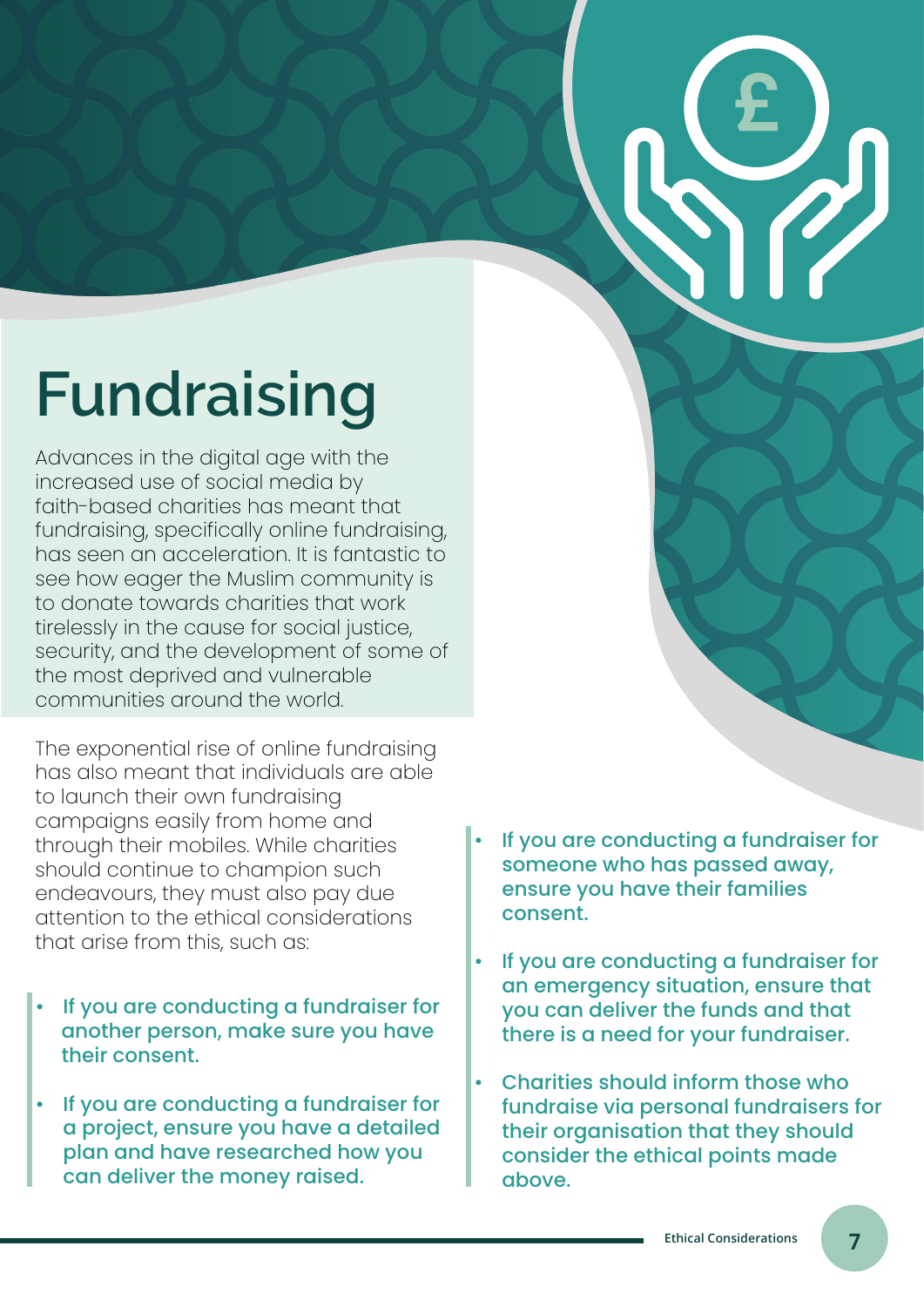# Fundraising

Advances in the digital age with the increased use of social media by faith-based charities has meant that fundraising, specifically online fundraising, has seen an acceleration. It is fantastic to see how eager the Muslim community is to donate towards charities that work tirelessly in the cause for social justice, security, and the development of some of the most deprived and vulnerable communities around the world.

The exponential rise of online fundraising has also meant that individuals are able to launch their own fundraising campaigns easily from home and through their mobiles. While charities should continue to champion such endeavours, they must also pay due attention to the ethical considerations that arise from this, such as:

- If you are conducting a fundraiser for another person, make sure you have their consent.
- If you are conducting a fundraiser for a project, ensure you have a detailed plan and have researched how you can deliver the money raised.
- If you are conducting a fundraiser for someone who has passed away, ensure you have their families consent.
- If you are conducting a fundraiser for an emergency situation, ensure that you can deliver the funds and that there is a need for your fundraiser.
- Charities should inform those who fundraise via personal fundraisers for their organisation that they should consider the ethical points made above.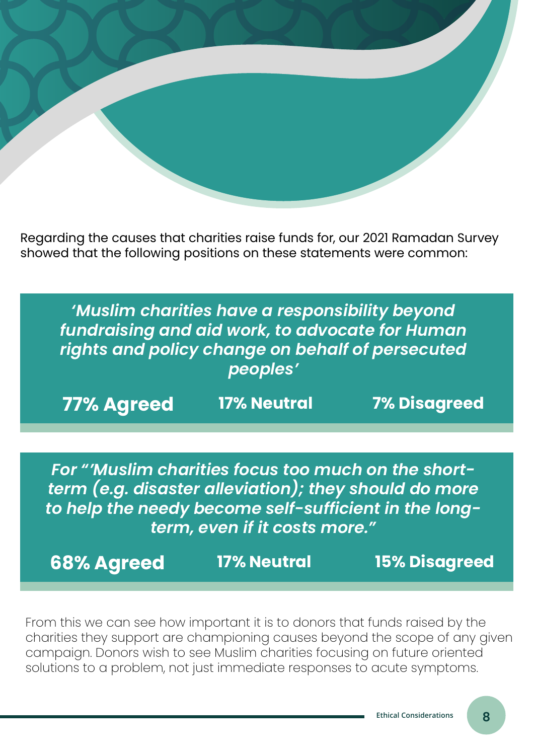Regarding the causes that charities raise funds for, our 2021 Ramadan Survey showed that the following positions on these statements were common:

***'Muslim charities have a responsibility beyond fundraising and aid work, to advocate for Human rights and policy change on behalf of persecuted peoples'***

**77% Agreed** **17% Neutral** **7% Disagreed**

***For "'Muslim charities focus too much on the short-term (e.g. disaster alleviation); they should do more to help the needy become self-sufficient in the long-term, even if it costs more."***

**68% Agreed** **17% Neutral** **15% Disagreed**

From this we can see how important it is to donors that funds raised by the charities they support are championing causes beyond the scope of any given campaign. Donors wish to see Muslim charities focusing on future oriented solutions to a problem, not just immediate responses to acute symptoms.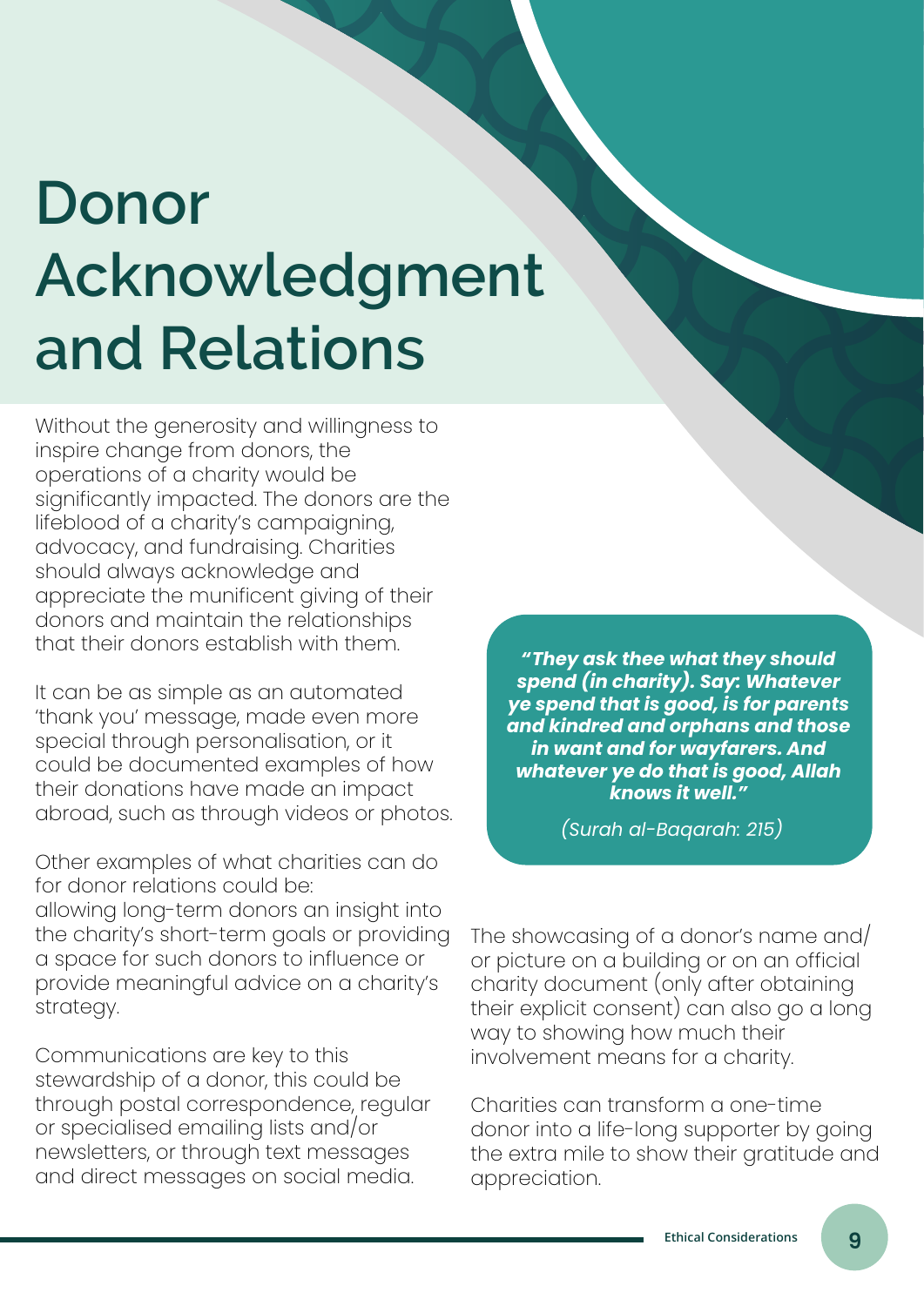# Donor Acknowledgment and Relations

Without the generosity and willingness to inspire change from donors, the operations of a charity would be significantly impacted. The donors are the lifeblood of a charity's campaigning, advocacy, and fundraising. Charities should always acknowledge and appreciate the munificent giving of their donors and maintain the relationships that their donors establish with them.

It can be as simple as an automated 'thank you' message, made even more special through personalisation, or it could be documented examples of how their donations have made an impact abroad, such as through videos or photos.

Other examples of what charities can do for donor relations could be:
allowing long-term donors an insight into the charity's short-term goals or providing a space for such donors to influence or provide meaningful advice on a charity's strategy.

Communications are key to this stewardship of a donor, this could be through postal correspondence, regular or specialised emailing lists and/or newsletters, or through text messages and direct messages on social media.

> ***"They ask thee what they should spend (in charity). Say: Whatever ye spend that is good, is for parents and kindred and orphans and those in want and for wayfarers. And whatever ye do that is good, Allah knows it well."***
>
> *(Surah al-Baqarah: 215)*

The showcasing of a donor's name and/or picture on a building or on an official charity document (only after obtaining their explicit consent) can also go a long way to showing how much their involvement means for a charity.

Charities can transform a one-time donor into a life-long supporter by going the extra mile to show their gratitude and appreciation.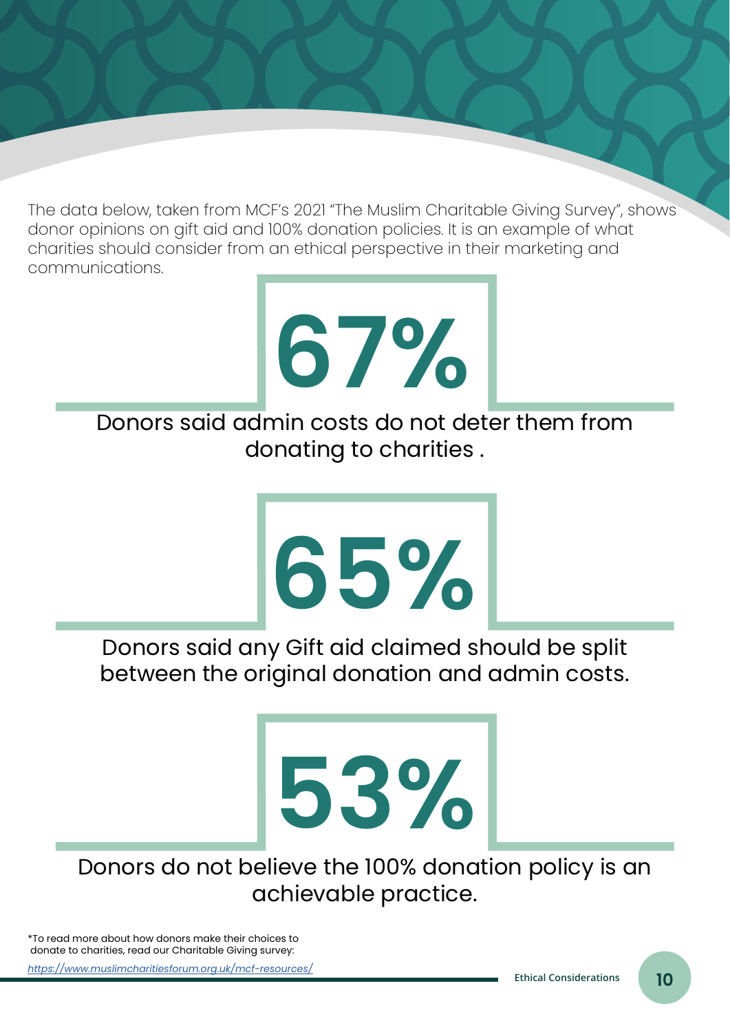The data below, taken from MCF's 2021 "The Muslim Charitable Giving Survey", shows donor opinions on gift aid and 100% donation policies. It is an example of what charities should consider from an ethical perspective in their marketing and communications.

# 67%

Donors said admin costs do not deter them from donating to charities .

# 65%

Donors said any Gift aid claimed should be split between the original donation and admin costs.

# 53%

Donors do not believe the 100% donation policy is an achievable practice.

*To read more about how donors make their choices to donate to charities, read our Charitable Giving survey: *https://www.muslimcharitiesforum.org.uk/mcf-resources/*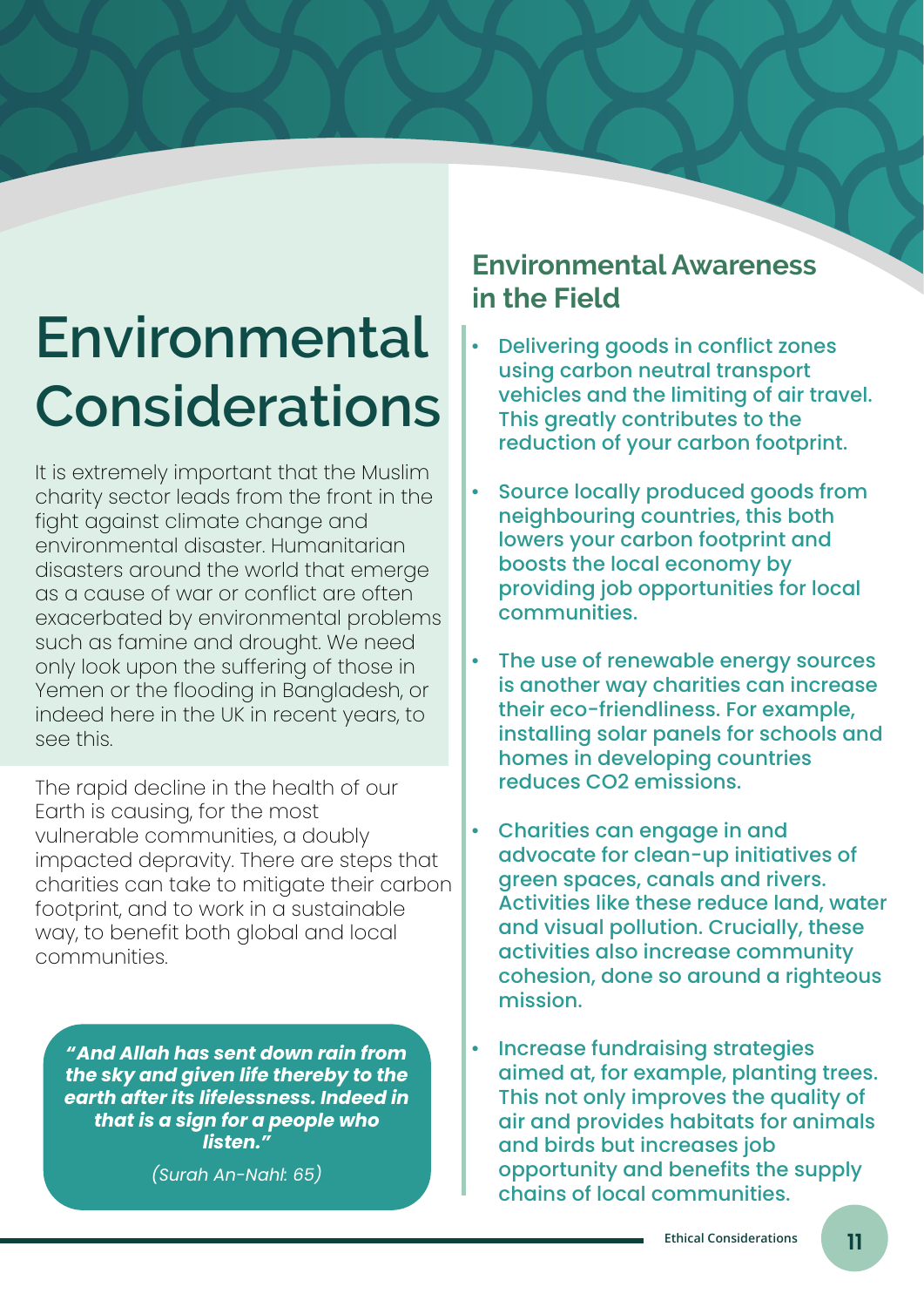# Environmental Considerations

It is extremely important that the Muslim charity sector leads from the front in the fight against climate change and environmental disaster. Humanitarian disasters around the world that emerge as a cause of war or conflict are often exacerbated by environmental problems such as famine and drought. We need only look upon the suffering of those in Yemen or the flooding in Bangladesh, or indeed here in the UK in recent years, to see this.

The rapid decline in the health of our Earth is causing, for the most vulnerable communities, a doubly impacted depravity. There are steps that charities can take to mitigate their carbon footprint, and to work in a sustainable way, to benefit both global and local communities.

> ***"And Allah has sent down rain from the sky and given life thereby to the earth after its lifelessness. Indeed in that is a sign for a people who listen."***
>
> *(Surah An-Nahl: 65)*

## Environmental Awareness in the Field

- Delivering goods in conflict zones using carbon neutral transport vehicles and the limiting of air travel. This greatly contributes to the reduction of your carbon footprint.
- Source locally produced goods from neighbouring countries, this both lowers your carbon footprint and boosts the local economy by providing job opportunities for local communities.
- The use of renewable energy sources is another way charities can increase their eco-friendliness. For example, installing solar panels for schools and homes in developing countries reduces $CO_2$ emissions.
- Charities can engage in and advocate for clean-up initiatives of green spaces, canals and rivers. Activities like these reduce land, water and visual pollution. Crucially, these activities also increase community cohesion, done so around a righteous mission.
- Increase fundraising strategies aimed at, for example, planting trees. This not only improves the quality of air and provides habitats for animals and birds but increases job opportunity and benefits the supply chains of local communities.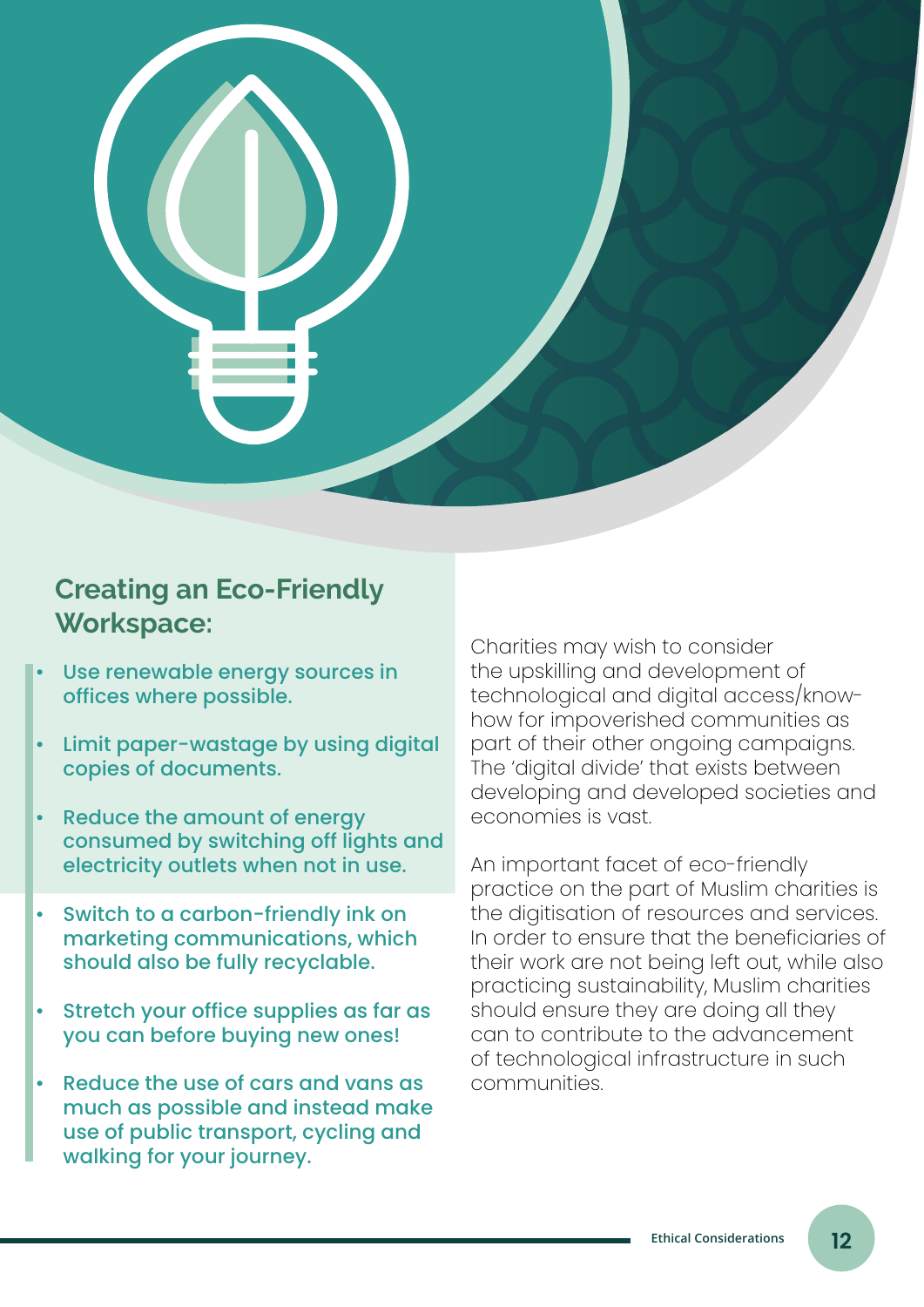## Creating an Eco-Friendly Workspace:

- Use renewable energy sources in offices where possible.
- Limit paper-wastage by using digital copies of documents.
- Reduce the amount of energy consumed by switching off lights and electricity outlets when not in use.
- Switch to a carbon-friendly ink on marketing communications, which should also be fully recyclable.
- Stretch your office supplies as far as you can before buying new ones!
- Reduce the use of cars and vans as much as possible and instead make use of public transport, cycling and walking for your journey.

Charities may wish to consider the upskilling and development of technological and digital access/know-how for impoverished communities as part of their other ongoing campaigns. The 'digital divide' that exists between developing and developed societies and economies is vast.

An important facet of eco-friendly practice on the part of Muslim charities is the digitisation of resources and services. In order to ensure that the beneficiaries of their work are not being left out, while also practicing sustainability, Muslim charities should ensure they are doing all they can to contribute to the advancement of technological infrastructure in such communities.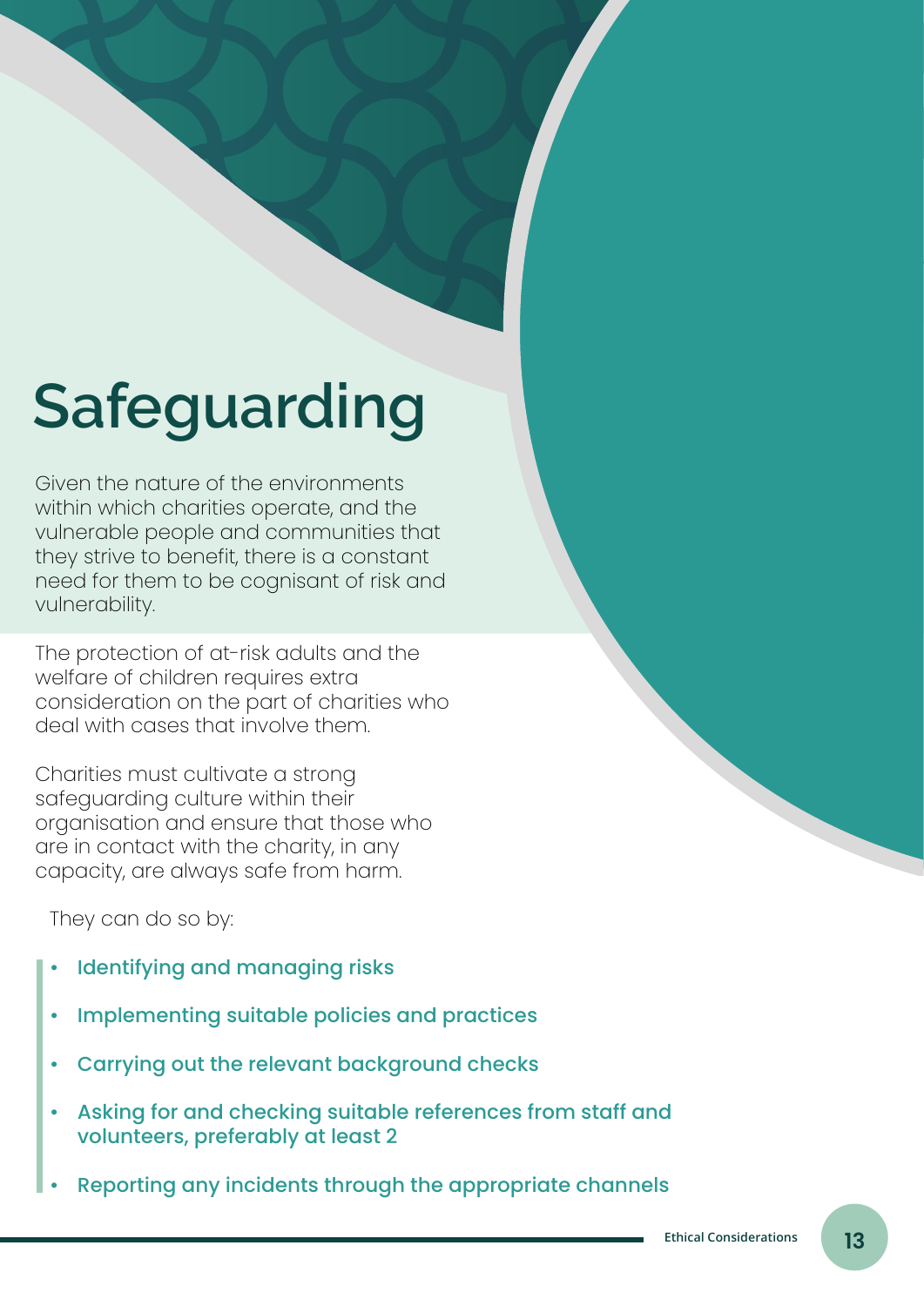# Safeguarding

Given the nature of the environments within which charities operate, and the vulnerable people and communities that they strive to benefit, there is a constant need for them to be cognisant of risk and vulnerability.

The protection of at-risk adults and the welfare of children requires extra consideration on the part of charities who deal with cases that involve them.

Charities must cultivate a strong safeguarding culture within their organisation and ensure that those who are in contact with the charity, in any capacity, are always safe from harm.

They can do so by:

- Identifying and managing risks
- Implementing suitable policies and practices
- Carrying out the relevant background checks
- Asking for and checking suitable references from staff and volunteers, preferably at least 2
- Reporting any incidents through the appropriate channels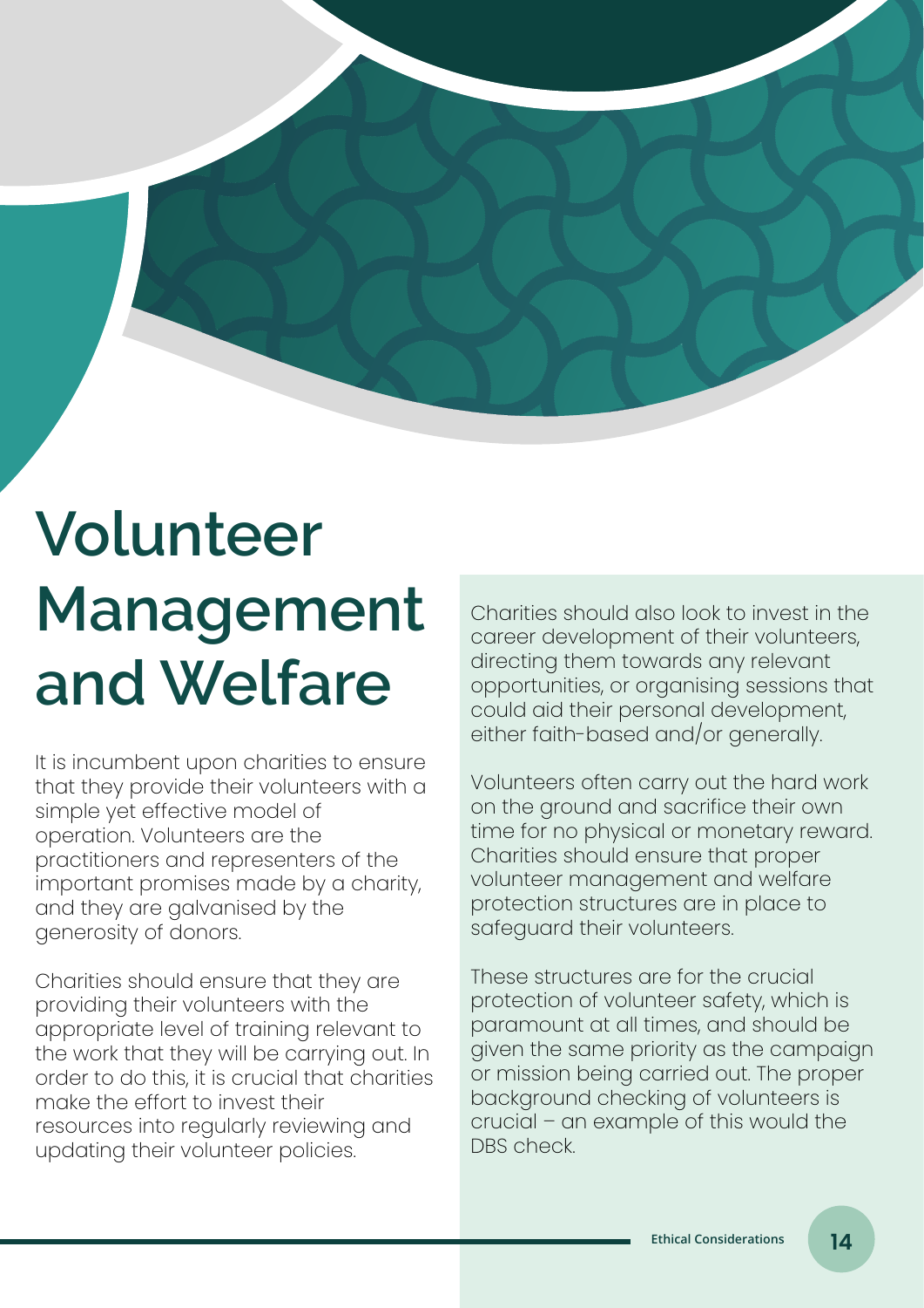# Volunteer Management and Welfare

It is incumbent upon charities to ensure that they provide their volunteers with a simple yet effective model of operation. Volunteers are the practitioners and representers of the important promises made by a charity, and they are galvanised by the generosity of donors.

Charities should ensure that they are providing their volunteers with the appropriate level of training relevant to the work that they will be carrying out. In order to do this, it is crucial that charities make the effort to invest their resources into regularly reviewing and updating their volunteer policies.

Charities should also look to invest in the career development of their volunteers, directing them towards any relevant opportunities, or organising sessions that could aid their personal development, either faith-based and/or generally.

Volunteers often carry out the hard work on the ground and sacrifice their own time for no physical or monetary reward. Charities should ensure that proper volunteer management and welfare protection structures are in place to safeguard their volunteers.

These structures are for the crucial protection of volunteer safety, which is paramount at all times, and should be given the same priority as the campaign or mission being carried out. The proper background checking of volunteers is crucial – an example of this would the DBS check.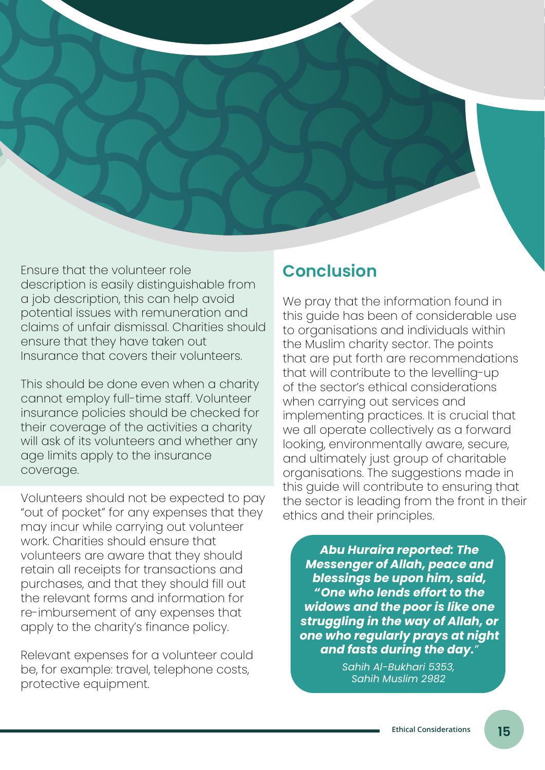Ensure that the volunteer role description is easily distinguishable from a job description, this can help avoid potential issues with remuneration and claims of unfair dismissal. Charities should ensure that they have taken out Insurance that covers their volunteers.

This should be done even when a charity cannot employ full-time staff. Volunteer insurance policies should be checked for their coverage of the activities a charity will ask of its volunteers and whether any age limits apply to the insurance coverage.

Volunteers should not be expected to pay "out of pocket" for any expenses that they may incur while carrying out volunteer work. Charities should ensure that volunteers are aware that they should retain all receipts for transactions and purchases, and that they should fill out the relevant forms and information for re-imbursement of any expenses that apply to the charity's finance policy.

Relevant expenses for a volunteer could be, for example: travel, telephone costs, protective equipment.

## Conclusion

We pray that the information found in this guide has been of considerable use to organisations and individuals within the Muslim charity sector. The points that are put forth are recommendations that will contribute to the levelling-up of the sector's ethical considerations when carrying out services and implementing practices. It is crucial that we all operate collectively as a forward looking, environmentally aware, secure, and ultimately just group of charitable organisations. The suggestions made in this guide will contribute to ensuring that the sector is leading from the front in their ethics and their principles.

***Abu Huraira reported: The Messenger of Allah, peace and blessings be upon him, said, "One who lends effort to the widows and the poor is like one struggling in the way of Allah, or one who regularly prays at night and fasts during the day."***

*Sahih Al-Bukhari 5353, Sahih Muslim 2982*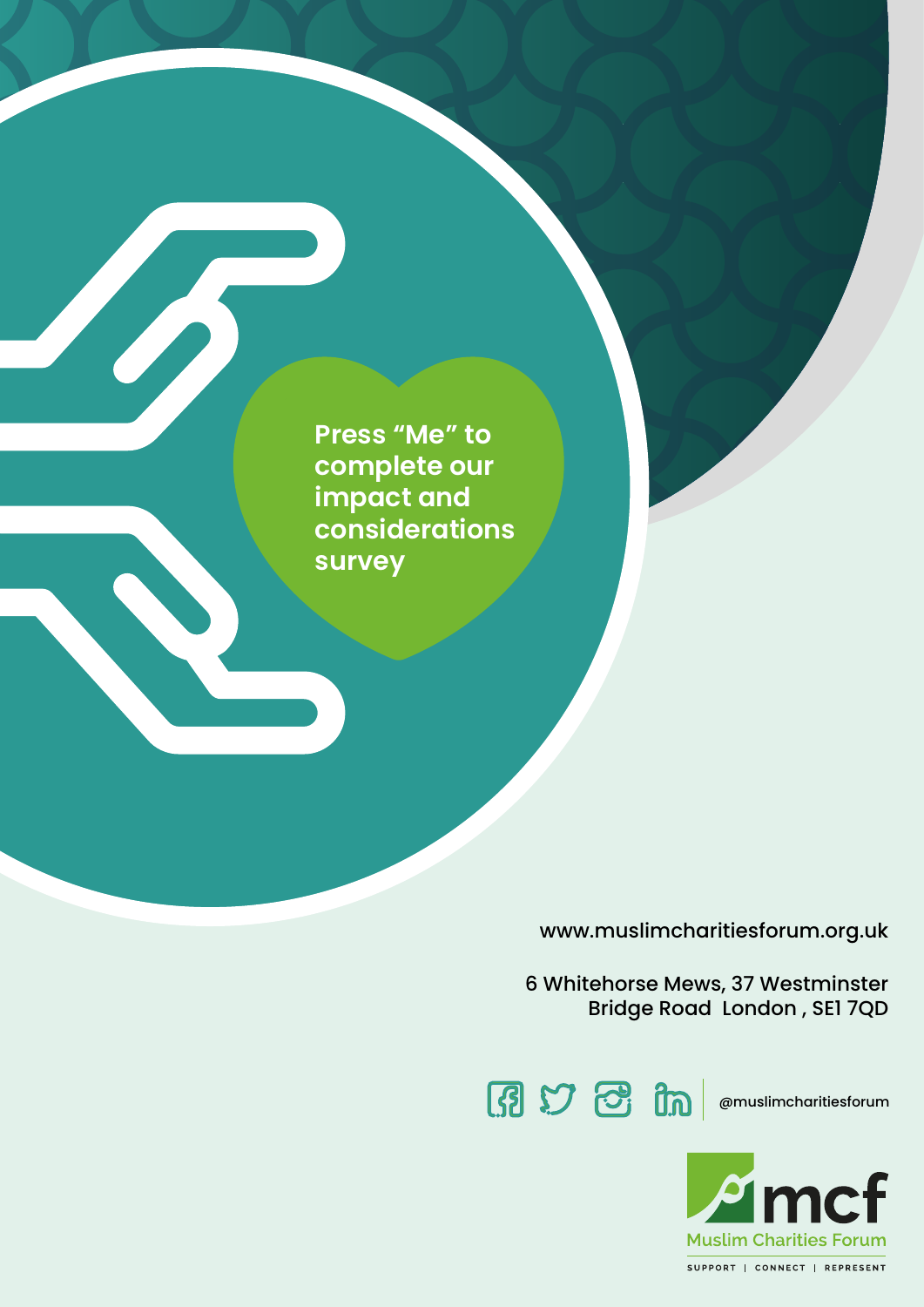Press “Me” to complete our impact and considerations survey

www.muslimcharitiesforum.org.uk

6 Whitehorse Mews, 37 Westminster Bridge Road London , SE1 7QD

@muslimcharitiesforum

mcf

Muslim Charities Forum

SUPPORT | CONNECT | REPRESENT